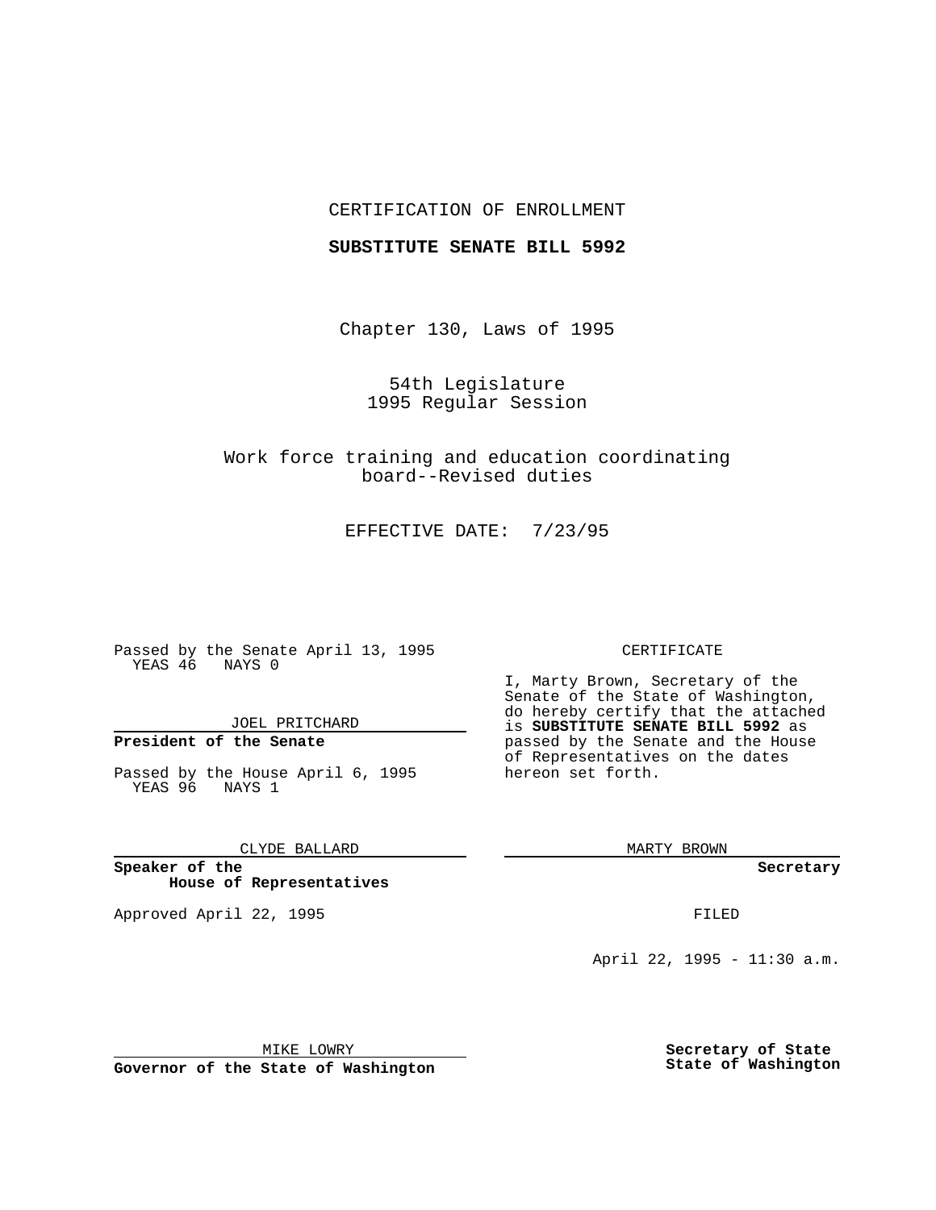CERTIFICATION OF ENROLLMENT

**SUBSTITUTE SENATE BILL 5992**

Chapter 130, Laws of 1995

54th Legislature
1995 Regular Session

Work force training and education coordinating board--Revised duties

EFFECTIVE DATE: 7/23/95

Passed by the Senate April 13, 1995
YEAS 46 NAYS 0

JOEL PRITCHARD

**President of the Senate**

Passed by the House April 6, 1995
YEAS 96 NAYS 1

CLYDE BALLARD

**Speaker of the House of Representatives**

Approved April 22, 1995

MIKE LOWRY

**Governor of the State of Washington**

CERTIFICATE

I, Marty Brown, Secretary of the Senate of the State of Washington, do hereby certify that the attached is **SUBSTITUTE SENATE BILL 5992** as passed by the Senate and the House of Representatives on the dates hereon set forth.

MARTY BROWN

**Secretary**

FILED

April 22, 1995 - 11:30 a.m.

**Secretary of State**
**State of Washington**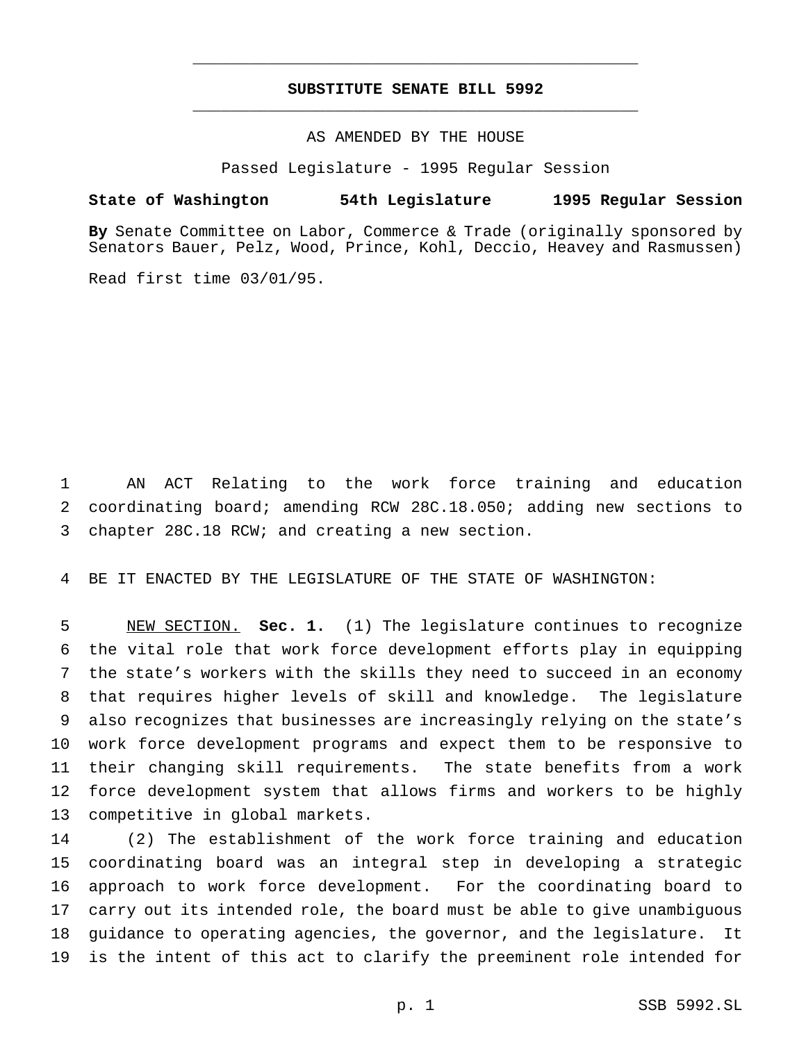**SUBSTITUTE SENATE BILL 5992**

AS AMENDED BY THE HOUSE

Passed Legislature - 1995 Regular Session

**State of Washington 54th Legislature 1995 Regular Session**

**By** Senate Committee on Labor, Commerce & Trade (originally sponsored by Senators Bauer, Pelz, Wood, Prince, Kohl, Deccio, Heavey and Rasmussen)

Read first time 03/01/95.

AN ACT Relating to the work force training and education coordinating board; amending RCW 28C.18.050; adding new sections to chapter 28C.18 RCW; and creating a new section.

BE IT ENACTED BY THE LEGISLATURE OF THE STATE OF WASHINGTON:

NEW SECTION. **Sec. 1.** (1) The legislature continues to recognize the vital role that work force development efforts play in equipping the state's workers with the skills they need to succeed in an economy that requires higher levels of skill and knowledge. The legislature also recognizes that businesses are increasingly relying on the state's work force development programs and expect them to be responsive to their changing skill requirements. The state benefits from a work force development system that allows firms and workers to be highly competitive in global markets.

(2) The establishment of the work force training and education coordinating board was an integral step in developing a strategic approach to work force development. For the coordinating board to carry out its intended role, the board must be able to give unambiguous guidance to operating agencies, the governor, and the legislature. It is the intent of this act to clarify the preeminent role intended for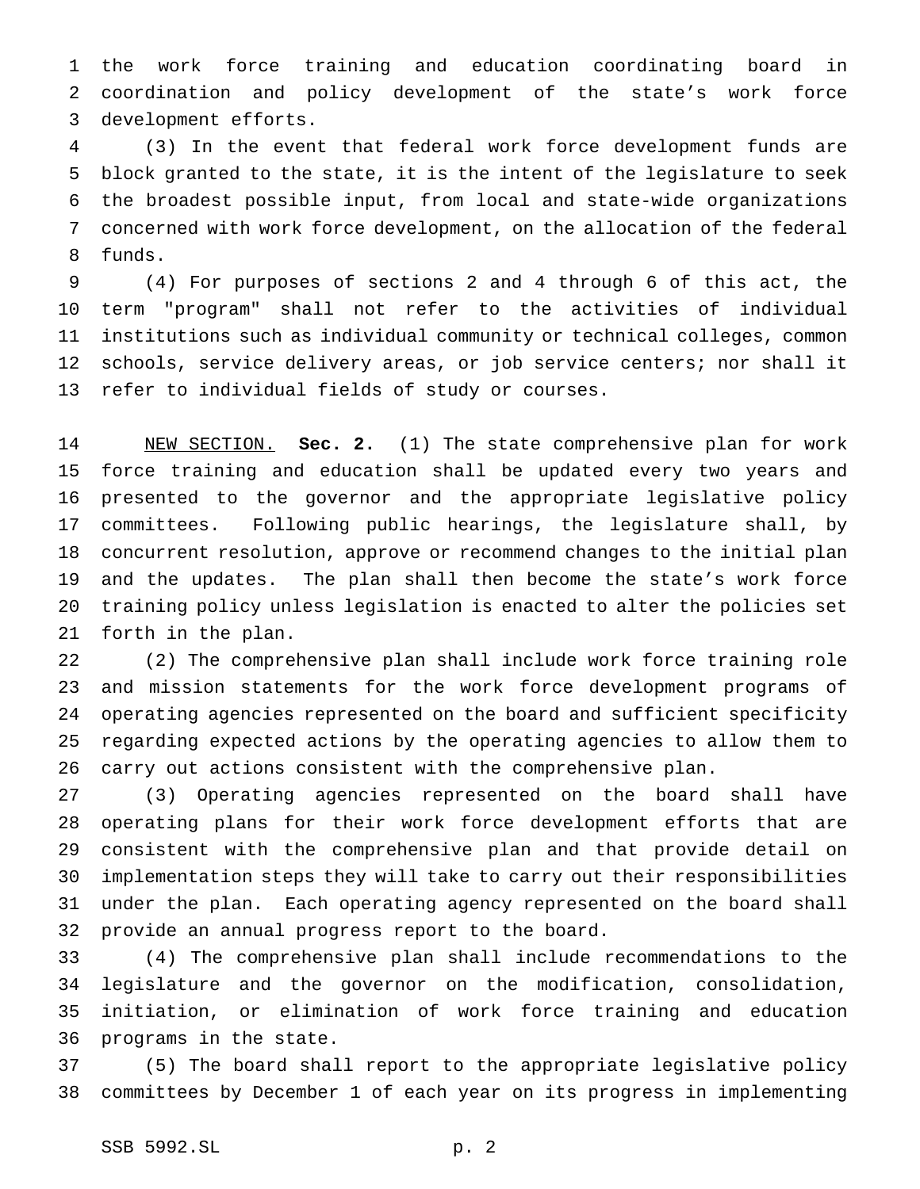the work force training and education coordinating board in coordination and policy development of the state's work force development efforts.

(3) In the event that federal work force development funds are block granted to the state, it is the intent of the legislature to seek the broadest possible input, from local and state-wide organizations concerned with work force development, on the allocation of the federal funds.

(4) For purposes of sections 2 and 4 through 6 of this act, the term "program" shall not refer to the activities of individual institutions such as individual community or technical colleges, common schools, service delivery areas, or job service centers; nor shall it refer to individual fields of study or courses.

NEW SECTION. **Sec. 2.** (1) The state comprehensive plan for work force training and education shall be updated every two years and presented to the governor and the appropriate legislative policy committees. Following public hearings, the legislature shall, by concurrent resolution, approve or recommend changes to the initial plan and the updates. The plan shall then become the state's work force training policy unless legislation is enacted to alter the policies set forth in the plan.

(2) The comprehensive plan shall include work force training role and mission statements for the work force development programs of operating agencies represented on the board and sufficient specificity regarding expected actions by the operating agencies to allow them to carry out actions consistent with the comprehensive plan.

(3) Operating agencies represented on the board shall have operating plans for their work force development efforts that are consistent with the comprehensive plan and that provide detail on implementation steps they will take to carry out their responsibilities under the plan. Each operating agency represented on the board shall provide an annual progress report to the board.

(4) The comprehensive plan shall include recommendations to the legislature and the governor on the modification, consolidation, initiation, or elimination of work force training and education programs in the state.

(5) The board shall report to the appropriate legislative policy committees by December 1 of each year on its progress in implementing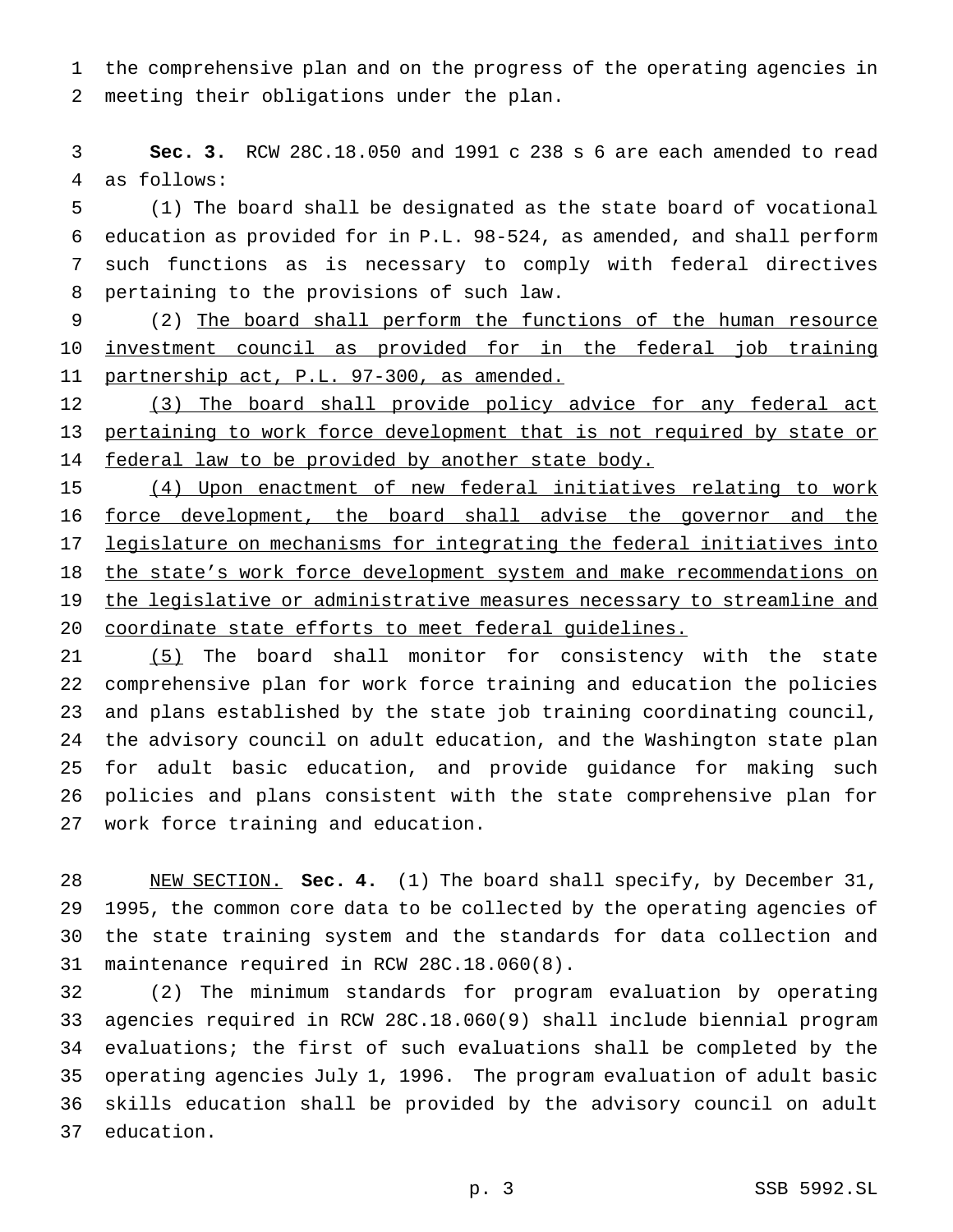the comprehensive plan and on the progress of the operating agencies in meeting their obligations under the plan.

**Sec. 3.** RCW 28C.18.050 and 1991 c 238 s 6 are each amended to read as follows:

(1) The board shall be designated as the state board of vocational education as provided for in P.L. 98-524, as amended, and shall perform such functions as is necessary to comply with federal directives pertaining to the provisions of such law.

(2) <u>The board shall perform the functions of the human resource investment council as provided for in the federal job training partnership act, P.L. 97-300, as amended.</u>

<u>(3) The board shall provide policy advice for any federal act pertaining to work force development that is not required by state or federal law to be provided by another state body.</u>

<u>(4) Upon enactment of new federal initiatives relating to work force development, the board shall advise the governor and the legislature on mechanisms for integrating the federal initiatives into the state's work force development system and make recommendations on the legislative or administrative measures necessary to streamline and coordinate state efforts to meet federal guidelines.</u>

<u>(5)</u> The board shall monitor for consistency with the state comprehensive plan for work force training and education the policies and plans established by the state job training coordinating council, the advisory council on adult education, and the Washington state plan for adult basic education, and provide guidance for making such policies and plans consistent with the state comprehensive plan for work force training and education.

<u>NEW SECTION.</u> **Sec. 4.** (1) The board shall specify, by December 31, 1995, the common core data to be collected by the operating agencies of the state training system and the standards for data collection and maintenance required in RCW 28C.18.060(8).

(2) The minimum standards for program evaluation by operating agencies required in RCW 28C.18.060(9) shall include biennial program evaluations; the first of such evaluations shall be completed by the operating agencies July 1, 1996. The program evaluation of adult basic skills education shall be provided by the advisory council on adult education.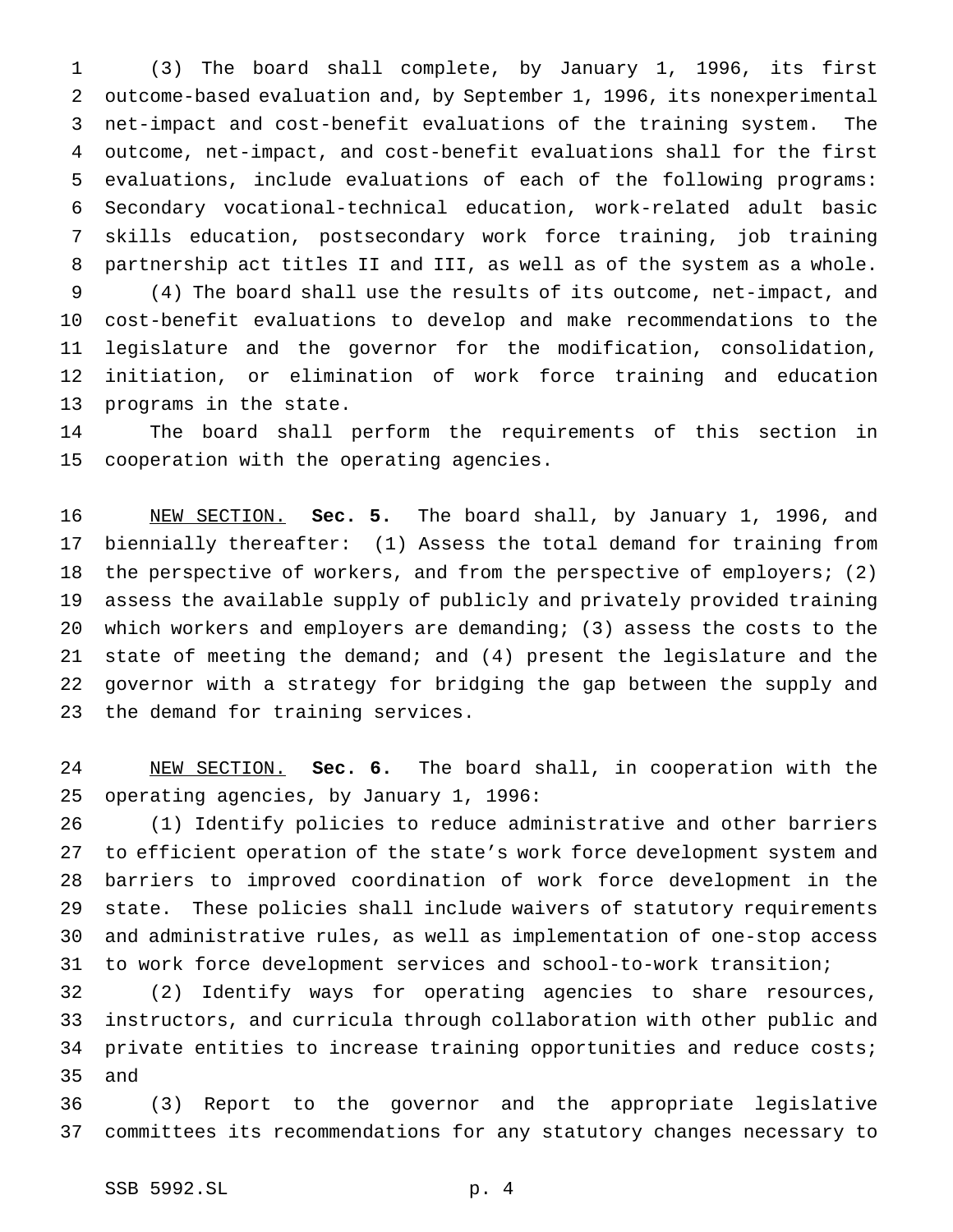(3) The board shall complete, by January 1, 1996, its first outcome-based evaluation and, by September 1, 1996, its nonexperimental net-impact and cost-benefit evaluations of the training system. The outcome, net-impact, and cost-benefit evaluations shall for the first evaluations, include evaluations of each of the following programs: Secondary vocational-technical education, work-related adult basic skills education, postsecondary work force training, job training partnership act titles II and III, as well as of the system as a whole.

(4) The board shall use the results of its outcome, net-impact, and cost-benefit evaluations to develop and make recommendations to the legislature and the governor for the modification, consolidation, initiation, or elimination of work force training and education programs in the state.

The board shall perform the requirements of this section in cooperation with the operating agencies.

NEW SECTION. **Sec. 5.** The board shall, by January 1, 1996, and biennially thereafter: (1) Assess the total demand for training from the perspective of workers, and from the perspective of employers; (2) assess the available supply of publicly and privately provided training which workers and employers are demanding; (3) assess the costs to the state of meeting the demand; and (4) present the legislature and the governor with a strategy for bridging the gap between the supply and the demand for training services.

NEW SECTION. **Sec. 6.** The board shall, in cooperation with the operating agencies, by January 1, 1996:

(1) Identify policies to reduce administrative and other barriers to efficient operation of the state's work force development system and barriers to improved coordination of work force development in the state. These policies shall include waivers of statutory requirements and administrative rules, as well as implementation of one-stop access to work force development services and school-to-work transition;

(2) Identify ways for operating agencies to share resources, instructors, and curricula through collaboration with other public and private entities to increase training opportunities and reduce costs; and

(3) Report to the governor and the appropriate legislative committees its recommendations for any statutory changes necessary to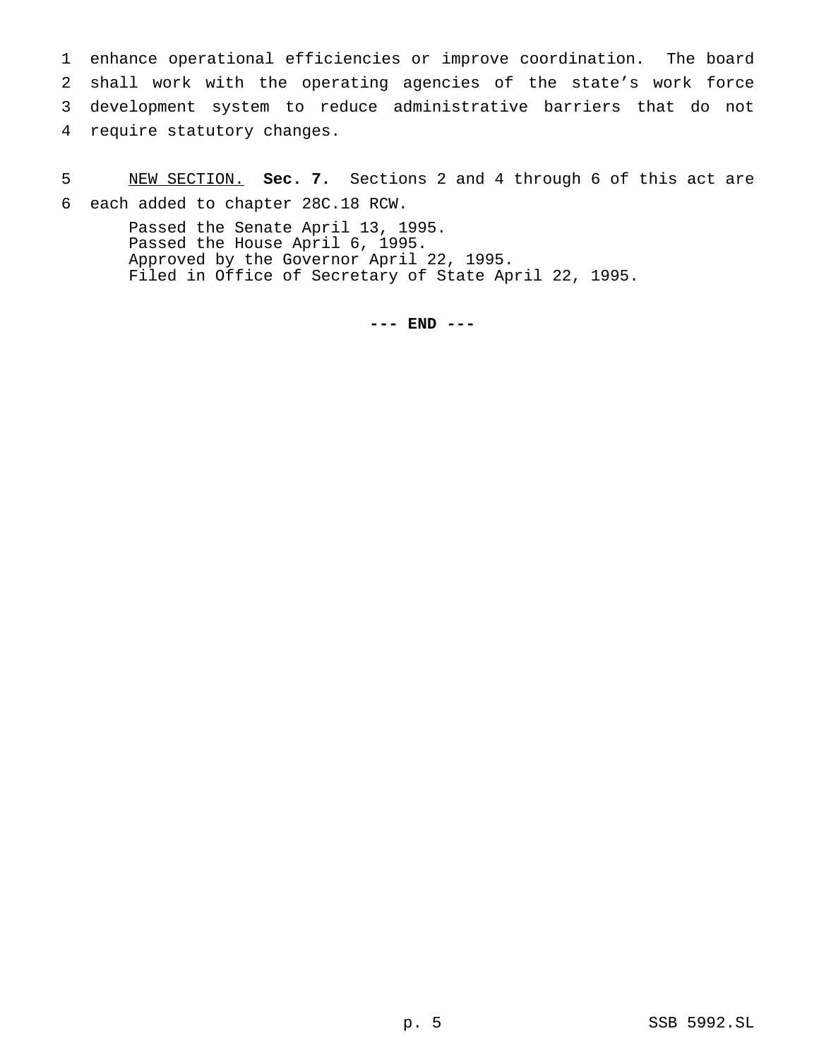enhance operational efficiencies or improve coordination. The board shall work with the operating agencies of the state's work force development system to reduce administrative barriers that do not require statutory changes.

NEW SECTION. **Sec. 7.** Sections 2 and 4 through 6 of this act are each added to chapter 28C.18 RCW.

Passed the Senate April 13, 1995.
Passed the House April 6, 1995.
Approved by the Governor April 22, 1995.
Filed in Office of Secretary of State April 22, 1995.

**--- END ---**